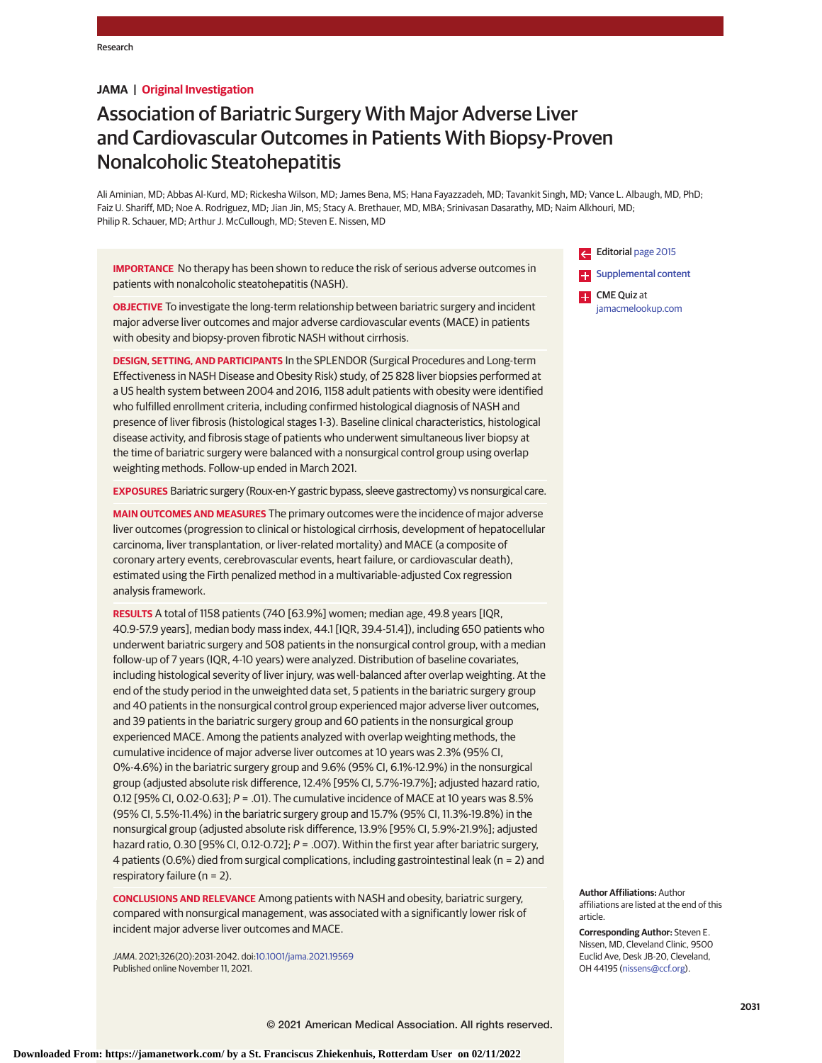JAMA | **Original Investigation**

# Association of Bariatric Surgery With Major Adverse Liver and Cardiovascular Outcomes in Patients With Biopsy-Proven Nonalcoholic Steatohepatitis

Ali Aminian, MD; Abbas Al-Kurd, MD; Rickesha Wilson, MD; James Bena, MS; Hana Fayazzadeh, MD; Tavankit Singh, MD; Vance L. Albaugh, MD, PhD; Faiz U. Shariff, MD; Noe A. Rodriguez, MD; Jian Jin, MS; Stacy A. Brethauer, MD, MBA; Srinivasan Dasarathy, MD; Naim Alkhouri, MD; Philip R. Schauer, MD; Arthur J. McCullough, MD; Steven E. Nissen, MD

**IMPORTANCE** No therapy has been shown to reduce the risk of serious adverse outcomes in patients with nonalcoholic steatohepatitis (NASH).

**OBJECTIVE** To investigate the long-term relationship between bariatric surgery and incident major adverse liver outcomes and major adverse cardiovascular events (MACE) in patients with obesity and biopsy-proven fibrotic NASH without cirrhosis.

**DESIGN, SETTING, AND PARTICIPANTS** In the SPLENDOR (Surgical Procedures and Long-term Effectiveness in NASH Disease and Obesity Risk) study, of 25 828 liver biopsies performed at a US health system between 2004 and 2016, 1158 adult patients with obesity were identified who fulfilled enrollment criteria, including confirmed histological diagnosis of NASH and presence of liver fibrosis (histological stages 1-3). Baseline clinical characteristics, histological disease activity, and fibrosis stage of patients who underwent simultaneous liver biopsy at the time of bariatric surgery were balanced with a nonsurgical control group using overlap weighting methods. Follow-up ended in March 2021.

**EXPOSURES** Bariatric surgery (Roux-en-Y gastric bypass, sleeve gastrectomy) vs nonsurgical care.

**MAIN OUTCOMES AND MEASURES** The primary outcomes were the incidence of major adverse liver outcomes (progression to clinical or histological cirrhosis, development of hepatocellular carcinoma, liver transplantation, or liver-related mortality) and MACE (a composite of coronary artery events, cerebrovascular events, heart failure, or cardiovascular death), estimated using the Firth penalized method in a multivariable-adjusted Cox regression analysis framework.

**RESULTS** A total of 1158 patients (740 [63.9%] women; median age, 49.8 years [IQR, 40.9-57.9 years], median body mass index, 44.1 [IQR, 39.4-51.4]), including 650 patients who underwent bariatric surgery and 508 patients in the nonsurgical control group, with a median follow-up of 7 years (IQR, 4-10 years) were analyzed. Distribution of baseline covariates, including histological severity of liver injury, was well-balanced after overlap weighting. At the end of the study period in the unweighted data set, 5 patients in the bariatric surgery group and 40 patients in the nonsurgical control group experienced major adverse liver outcomes, and 39 patients in the bariatric surgery group and 60 patients in the nonsurgical group experienced MACE. Among the patients analyzed with overlap weighting methods, the cumulative incidence of major adverse liver outcomes at 10 years was 2.3% (95% CI, 0%-4.6%) in the bariatric surgery group and 9.6% (95% CI, 6.1%-12.9%) in the nonsurgical group (adjusted absolute risk difference, 12.4% [95% CI, 5.7%-19.7%]; adjusted hazard ratio, 0.12 [95% CI, 0.02-0.63]; *P* = .01). The cumulative incidence of MACE at 10 years was 8.5% (95% CI, 5.5%-11.4%) in the bariatric surgery group and 15.7% (95% CI, 11.3%-19.8%) in the nonsurgical group (adjusted absolute risk difference, 13.9% [95% CI, 5.9%-21.9%]; adjusted hazard ratio, 0.30 [95% CI, 0.12-0.72]; *P* = .007). Within the first year after bariatric surgery, 4 patients (0.6%) died from surgical complications, including gastrointestinal leak (n = 2) and respiratory failure (n = 2).

**CONCLUSIONS AND RELEVANCE** Among patients with NASH and obesity, bariatric surgery, compared with nonsurgical management, was associated with a significantly lower risk of incident major adverse liver outcomes and MACE.

*JAMA*. 2021;326(20):2031-2042. doi:10.1001/jama.2021.19569
Published online November 11, 2021.

Editorial page 2015

Supplemental content

CME Quiz at jamacmelookup.com

**Author Affiliations:** Author affiliations are listed at the end of this article.

**Corresponding Author:** Steven E. Nissen, MD, Cleveland Clinic, 9500 Euclid Ave, Desk JB-20, Cleveland, OH 44195 (nissens@ccf.org).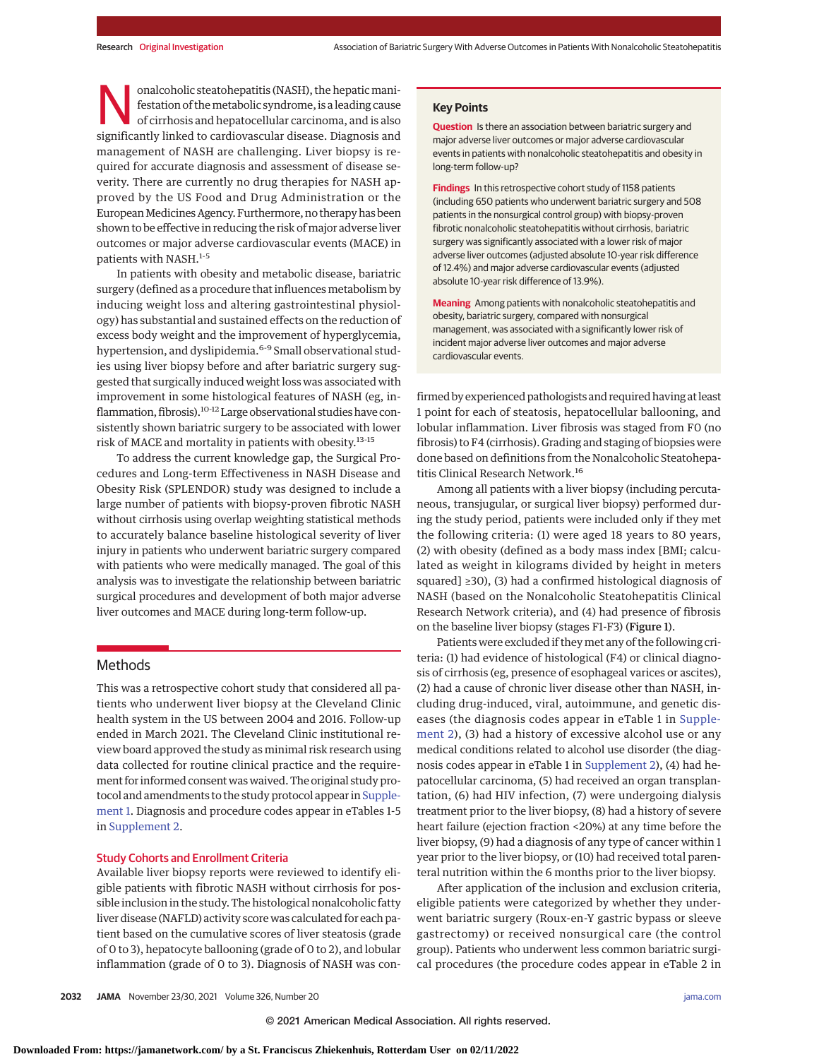Nonalcoholic steatohepatitis (NASH), the hepatic manifestation of the metabolic syndrome, is a leading cause of cirrhosis and hepatocellular carcinoma, and is also significantly linked to cardiovascular disease. Diagnosis and management of NASH are challenging. Liver biopsy is required for accurate diagnosis and assessment of disease severity. There are currently no drug therapies for NASH approved by the US Food and Drug Administration or the European Medicines Agency. Furthermore, no therapy has been shown to be effective in reducing the risk of major adverse liver outcomes or major adverse cardiovascular events (MACE) in patients with NASH.[1-5]

In patients with obesity and metabolic disease, bariatric surgery (defined as a procedure that influences metabolism by inducing weight loss and altering gastrointestinal physiology) has substantial and sustained effects on the reduction of excess body weight and the improvement of hyperglycemia, hypertension, and dyslipidemia.[6-9] Small observational studies using liver biopsy before and after bariatric surgery suggested that surgically induced weight loss was associated with improvement in some histological features of NASH (eg, inflammation, fibrosis).[10-12] Large observational studies have consistently shown bariatric surgery to be associated with lower risk of MACE and mortality in patients with obesity.[13-15]

To address the current knowledge gap, the Surgical Procedures and Long-term Effectiveness in NASH Disease and Obesity Risk (SPLENDOR) study was designed to include a large number of patients with biopsy-proven fibrotic NASH without cirrhosis using overlap weighting statistical methods to accurately balance baseline histological severity of liver injury in patients who underwent bariatric surgery compared with patients who were medically managed. The goal of this analysis was to investigate the relationship between bariatric surgical procedures and development of both major adverse liver outcomes and MACE during long-term follow-up.

> **Key Points**
>
> **Question** Is there an association between bariatric surgery and major adverse liver outcomes or major adverse cardiovascular events in patients with nonalcoholic steatohepatitis and obesity in long-term follow-up?
>
> **Findings** In this retrospective cohort study of 1158 patients (including 650 patients who underwent bariatric surgery and 508 patients in the nonsurgical control group) with biopsy-proven fibrotic nonalcoholic steatohepatitis without cirrhosis, bariatric surgery was significantly associated with a lower risk of major adverse liver outcomes (adjusted absolute 10-year risk difference of 12.4%) and major adverse cardiovascular events (adjusted absolute 10-year risk difference of 13.9%).
>
> **Meaning** Among patients with nonalcoholic steatohepatitis and obesity, bariatric surgery, compared with nonsurgical management, was associated with a significantly lower risk of incident major adverse liver outcomes and major adverse cardiovascular events.

## Methods

This was a retrospective cohort study that considered all patients who underwent liver biopsy at the Cleveland Clinic health system in the US between 2004 and 2016. Follow-up ended in March 2021. The Cleveland Clinic institutional review board approved the study as minimal risk research using data collected for routine clinical practice and the requirement for informed consent was waived. The original study protocol and amendments to the study protocol appear in Supplement 1. Diagnosis and procedure codes appear in eTables 1-5 in Supplement 2.

### Study Cohorts and Enrollment Criteria

Available liver biopsy reports were reviewed to identify eligible patients with fibrotic NASH without cirrhosis for possible inclusion in the study. The histological nonalcoholic fatty liver disease (NAFLD) activity score was calculated for each patient based on the cumulative scores of liver steatosis (grade of 0 to 3), hepatocyte ballooning (grade of 0 to 2), and lobular inflammation (grade of 0 to 3). Diagnosis of NASH was confirmed by experienced pathologists and required having at least 1 point for each of steatosis, hepatocellular ballooning, and lobular inflammation. Liver fibrosis was staged from F0 (no fibrosis) to F4 (cirrhosis). Grading and staging of biopsies were done based on definitions from the Nonalcoholic Steatohepatitis Clinical Research Network.[16]

Among all patients with a liver biopsy (including percutaneous, transjugular, or surgical liver biopsy) performed during the study period, patients were included only if they met the following criteria: (1) were aged 18 years to 80 years, (2) with obesity (defined as a body mass index [BMI; calculated as weight in kilograms divided by height in meters squared] ≥30), (3) had a confirmed histological diagnosis of NASH (based on the Nonalcoholic Steatohepatitis Clinical Research Network criteria), and (4) had presence of fibrosis on the baseline liver biopsy (stages F1-F3) (**Figure 1**).

Patients were excluded if they met any of the following criteria: (1) had evidence of histological (F4) or clinical diagnosis of cirrhosis (eg, presence of esophageal varices or ascites), (2) had a cause of chronic liver disease other than NASH, including drug-induced, viral, autoimmune, and genetic diseases (the diagnosis codes appear in eTable 1 in Supplement 2), (3) had a history of excessive alcohol use or any medical conditions related to alcohol use disorder (the diagnosis codes appear in eTable 1 in Supplement 2), (4) had hepatocellular carcinoma, (5) had received an organ transplantation, (6) had HIV infection, (7) were undergoing dialysis treatment prior to the liver biopsy, (8) had a history of severe heart failure (ejection fraction <20%) at any time before the liver biopsy, (9) had a diagnosis of any type of cancer within 1 year prior to the liver biopsy, or (10) had received total parenteral nutrition within the 6 months prior to the liver biopsy.

After application of the inclusion and exclusion criteria, eligible patients were categorized by whether they underwent bariatric surgery (Roux-en-Y gastric bypass or sleeve gastrectomy) or received nonsurgical care (the control group). Patients who underwent less common bariatric surgical procedures (the procedure codes appear in eTable 2 in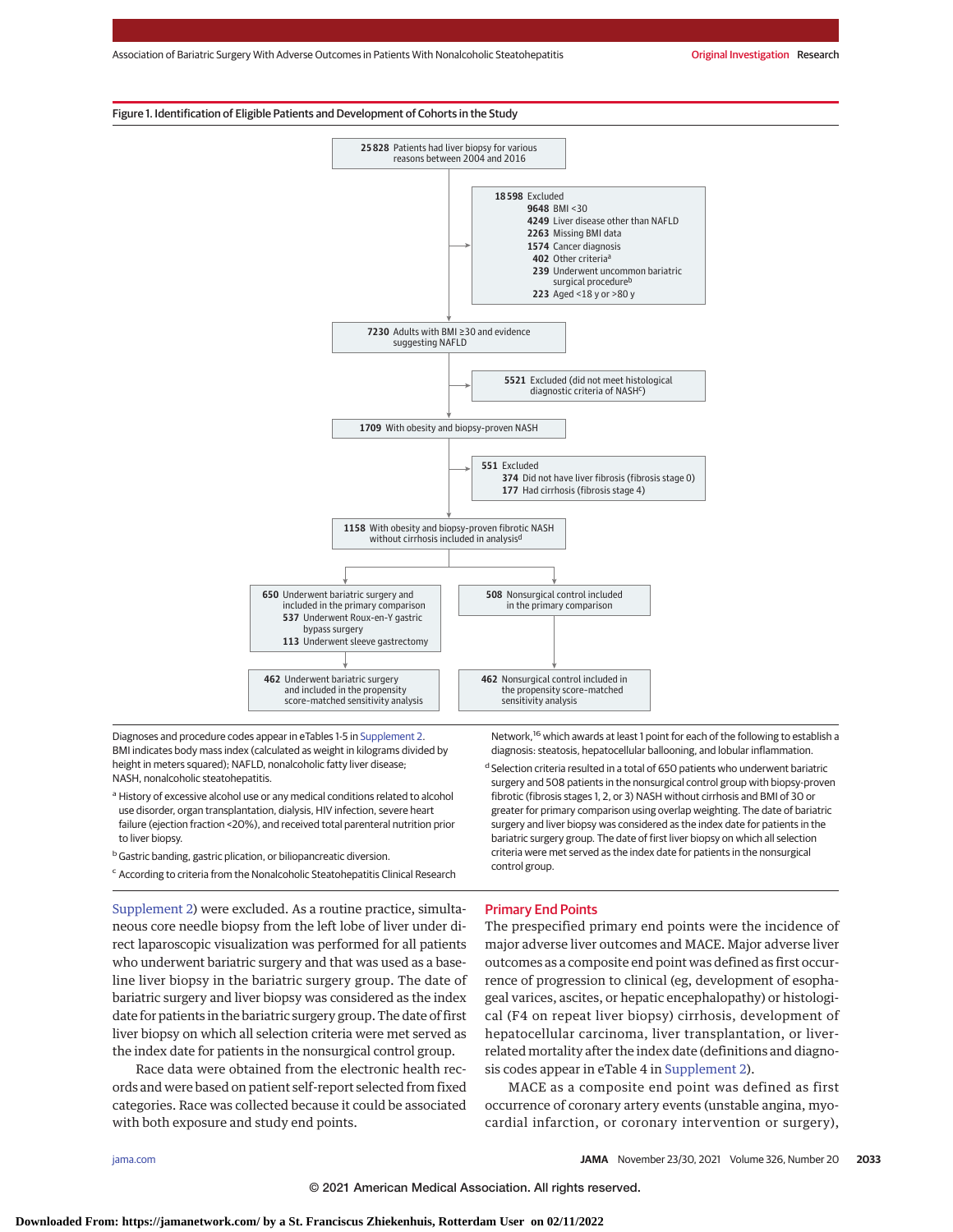Figure 1. Identification of Eligible Patients and Development of Cohorts in the Study

25828 Patients had liver biopsy for various reasons between 2004 and 2016

18598 Excluded
- 9648 BMI <30
- 4249 Liver disease other than NAFLD
- 2263 Missing BMI data
- 1574 Cancer diagnosis
- 402 Other criteria[a]
- 239 Underwent uncommon bariatric surgical procedure[b]
- 223 Aged <18 y or >80 y

7230 Adults with BMI ≥30 and evidence suggesting NAFLD

5521 Excluded (did not meet histological diagnostic criteria of NASH[c])

1709 With obesity and biopsy-proven NASH

551 Excluded
- 374 Did not have liver fibrosis (fibrosis stage 0)
- 177 Had cirrhosis (fibrosis stage 4)

1158 With obesity and biopsy-proven fibrotic NASH without cirrhosis included in analysis[d]

650 Underwent bariatric surgery and included in the primary comparison
- 537 Underwent Roux-en-Y gastric bypass surgery
- 113 Underwent sleeve gastrectomy

508 Nonsurgical control included in the primary comparison

462 Underwent bariatric surgery and included in the propensity score-matched sensitivity analysis

462 Nonsurgical control included in the propensity score-matched sensitivity analysis

Diagnoses and procedure codes appear in eTables 1-5 in Supplement 2. BMI indicates body mass index (calculated as weight in kilograms divided by height in meters squared); NAFLD, nonalcoholic fatty liver disease; NASH, nonalcoholic steatohepatitis.

[a] History of excessive alcohol use or any medical conditions related to alcohol use disorder, organ transplantation, dialysis, HIV infection, severe heart failure (ejection fraction <20%), and received total parenteral nutrition prior to liver biopsy.

[b] Gastric banding, gastric plication, or biliopancreatic diversion.

[c] According to criteria from the Nonalcoholic Steatohepatitis Clinical Research Network,[16] which awards at least 1 point for each of the following to establish a diagnosis: steatosis, hepatocellular ballooning, and lobular inflammation.

[d] Selection criteria resulted in a total of 650 patients who underwent bariatric surgery and 508 patients in the nonsurgical control group with biopsy-proven fibrotic (fibrosis stages 1, 2, or 3) NASH without cirrhosis and BMI of 30 or greater for primary comparison using overlap weighting. The date of bariatric surgery and liver biopsy was considered as the index date for patients in the bariatric surgery group. The date of first liver biopsy on which all selection criteria were met served as the index date for patients in the nonsurgical control group.

Supplement 2) were excluded. As a routine practice, simultaneous core needle biopsy from the left lobe of liver under direct laparoscopic visualization was performed for all patients who underwent bariatric surgery and that was used as a baseline liver biopsy in the bariatric surgery group. The date of bariatric surgery and liver biopsy was considered as the index date for patients in the bariatric surgery group. The date of first liver biopsy on which all selection criteria were met served as the index date for patients in the nonsurgical control group.

Race data were obtained from the electronic health records and were based on patient self-report selected from fixed categories. Race was collected because it could be associated with both exposure and study end points.

## Primary End Points

The prespecified primary end points were the incidence of major adverse liver outcomes and MACE. Major adverse liver outcomes as a composite end point was defined as first occurrence of progression to clinical (eg, development of esophageal varices, ascites, or hepatic encephalopathy) or histological (F4 on repeat liver biopsy) cirrhosis, development of hepatocellular carcinoma, liver transplantation, or liver-related mortality after the index date (definitions and diagnosis codes appear in eTable 4 in Supplement 2).

MACE as a composite end point was defined as first occurrence of coronary artery events (unstable angina, myocardial infarction, or coronary intervention or surgery),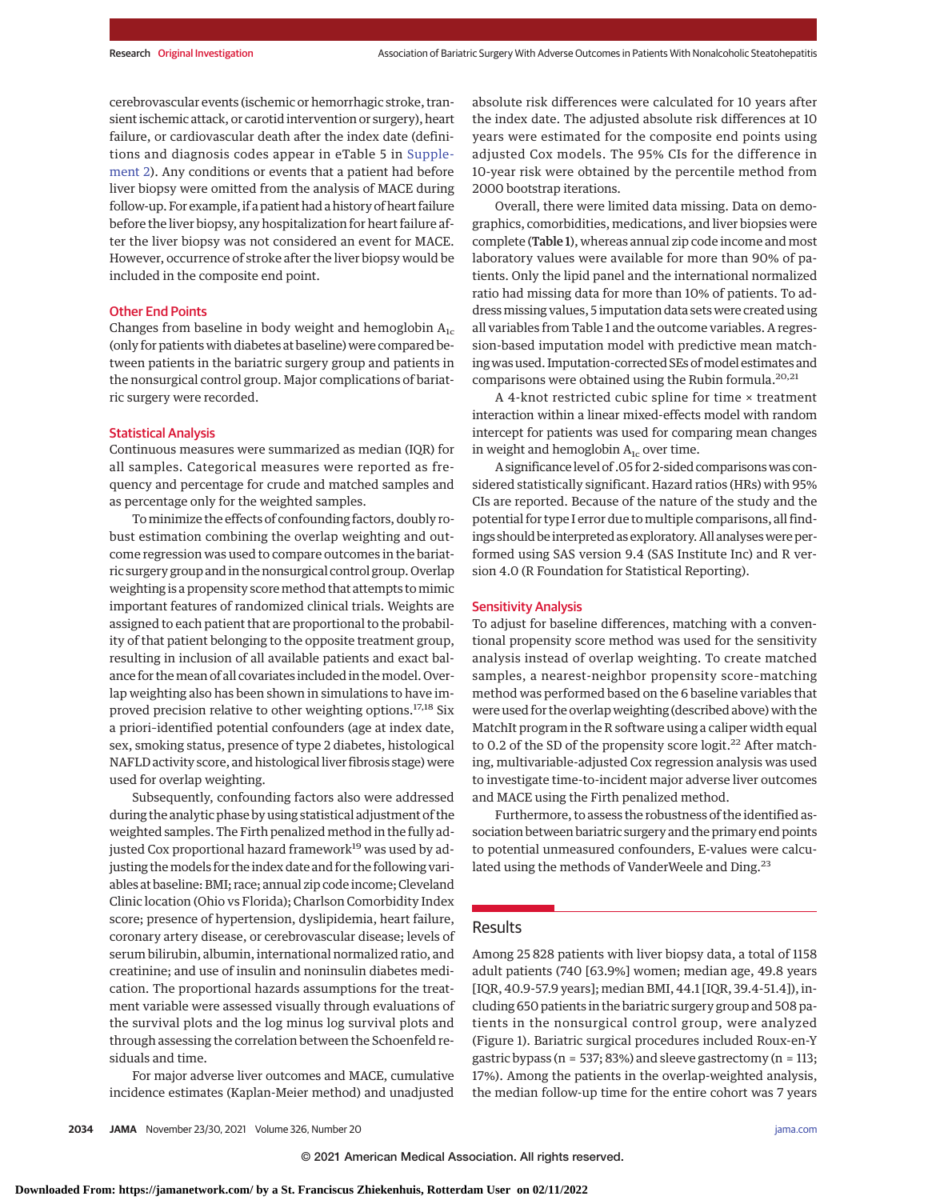cerebrovascular events (ischemic or hemorrhagic stroke, transient ischemic attack, or carotid intervention or surgery), heart failure, or cardiovascular death after the index date (definitions and diagnosis codes appear in eTable 5 in Supplement 2). Any conditions or events that a patient had before liver biopsy were omitted from the analysis of MACE during follow-up. For example, if a patient had a history of heart failure before the liver biopsy, any hospitalization for heart failure after the liver biopsy was not considered an event for MACE. However, occurrence of stroke after the liver biopsy would be included in the composite end point.

### Other End Points

Changes from baseline in body weight and hemoglobin $A_{1c}$ (only for patients with diabetes at baseline) were compared between patients in the bariatric surgery group and patients in the nonsurgical control group. Major complications of bariatric surgery were recorded.

### Statistical Analysis

Continuous measures were summarized as median (IQR) for all samples. Categorical measures were reported as frequency and percentage for crude and matched samples and as percentage only for the weighted samples.

To minimize the effects of confounding factors, doubly robust estimation combining the overlap weighting and outcome regression was used to compare outcomes in the bariatric surgery group and in the nonsurgical control group. Overlap weighting is a propensity score method that attempts to mimic important features of randomized clinical trials. Weights are assigned to each patient that are proportional to the probability of that patient belonging to the opposite treatment group, resulting in inclusion of all available patients and exact balance for the mean of all covariates included in the model. Overlap weighting also has been shown in simulations to have improved precision relative to other weighting options.[17,18] Six a priori–identified potential confounders (age at index date, sex, smoking status, presence of type 2 diabetes, histological NAFLD activity score, and histological liver fibrosis stage) were used for overlap weighting.

Subsequently, confounding factors also were addressed during the analytic phase by using statistical adjustment of the weighted samples. The Firth penalized method in the fully adjusted Cox proportional hazard framework[19] was used by adjusting the models for the index date and for the following variables at baseline: BMI; race; annual zip code income; Cleveland Clinic location (Ohio vs Florida); Charlson Comorbidity Index score; presence of hypertension, dyslipidemia, heart failure, coronary artery disease, or cerebrovascular disease; levels of serum bilirubin, albumin, international normalized ratio, and creatinine; and use of insulin and noninsulin diabetes medication. The proportional hazards assumptions for the treatment variable were assessed visually through evaluations of the survival plots and the log minus log survival plots and through assessing the correlation between the Schoenfeld residuals and time.

For major adverse liver outcomes and MACE, cumulative incidence estimates (Kaplan-Meier method) and unadjusted absolute risk differences were calculated for 10 years after the index date. The adjusted absolute risk differences at 10 years were estimated for the composite end points using adjusted Cox models. The 95% CIs for the difference in 10-year risk were obtained by the percentile method from 2000 bootstrap iterations.

Overall, there were limited data missing. Data on demographics, comorbidities, medications, and liver biopsies were complete (**Table 1**), whereas annual zip code income and most laboratory values were available for more than 90% of patients. Only the lipid panel and the international normalized ratio had missing data for more than 10% of patients. To address missing values, 5 imputation data sets were created using all variables from Table 1 and the outcome variables. A regression-based imputation model with predictive mean matching was used. Imputation-corrected SEs of model estimates and comparisons were obtained using the Rubin formula.[20,21]

A 4-knot restricted cubic spline for time × treatment interaction within a linear mixed-effects model with random intercept for patients was used for comparing mean changes in weight and hemoglobin $A_{1c}$ over time.

A significance level of .05 for 2-sided comparisons was considered statistically significant. Hazard ratios (HRs) with 95% CIs are reported. Because of the nature of the study and the potential for type I error due to multiple comparisons, all findings should be interpreted as exploratory. All analyses were performed using SAS version 9.4 (SAS Institute Inc) and R version 4.0 (R Foundation for Statistical Reporting).

### Sensitivity Analysis

To adjust for baseline differences, matching with a conventional propensity score method was used for the sensitivity analysis instead of overlap weighting. To create matched samples, a nearest-neighbor propensity score–matching method was performed based on the 6 baseline variables that were used for the overlap weighting (described above) with the MatchIt program in the R software using a caliper width equal to 0.2 of the SD of the propensity score logit.[22] After matching, multivariable-adjusted Cox regression analysis was used to investigate time-to-incident major adverse liver outcomes and MACE using the Firth penalized method.

Furthermore, to assess the robustness of the identified association between bariatric surgery and the primary end points to potential unmeasured confounders, E-values were calculated using the methods of VanderWeele and Ding.[23]

## Results

Among 25 828 patients with liver biopsy data, a total of 1158 adult patients (740 [63.9%] women; median age, 49.8 years [IQR, 40.9-57.9 years]; median BMI, 44.1 [IQR, 39.4-51.4]), including 650 patients in the bariatric surgery group and 508 patients in the nonsurgical control group, were analyzed (Figure 1). Bariatric surgical procedures included Roux-en-Y gastric bypass (n = 537; 83%) and sleeve gastrectomy (n = 113; 17%). Among the patients in the overlap-weighted analysis, the median follow-up time for the entire cohort was 7 years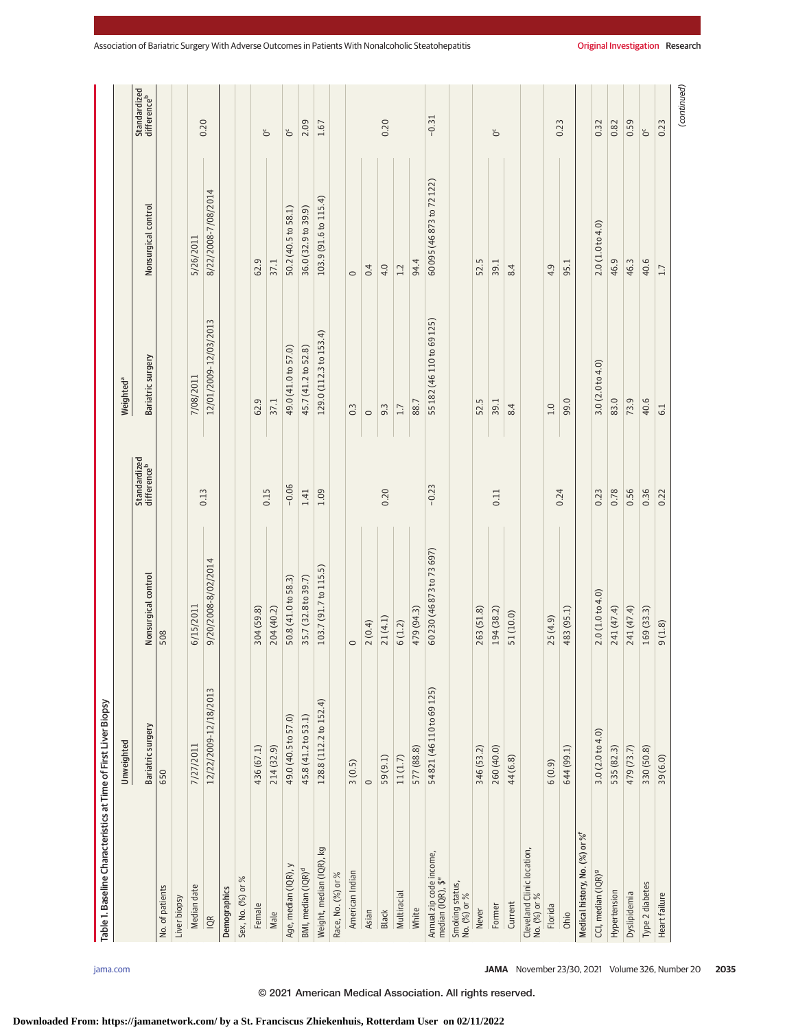Table 1. Baseline Characteristics at Time of First Liver Biopsy

| | Unweighted | | | Weighted[a] | | |
|---|---|---|---|---|---|---|
| | Bariatric surgery | Nonsurgical control | Standardized difference[b] | Bariatric surgery | Nonsurgical control | Standardized difference[b] |
| No. of patients | 650 | 508 | | | | |
| Liver biopsy | | | | | | |
| Median date | 7/27/2011 | 6/15/2011 | 0.13 | 7/08/2011 | 5/26/2011 | 0.20 |
| IQR | 12/22/2009-12/18/2013 | 9/20/2008-8/02/2014 | | 12/01/2009-12/03/2013 | 8/22/2008-7/08/2014 | |
| **Demographics** | | | | | | |
| Sex, No. (%) or % | | | | | | |
| Female | 436 (67.1) | 304 (59.8) | 0.15 | 62.9 | 62.9 | 0[c] |
| Male | 214 (32.9) | 204 (40.2) | | 37.1 | 37.1 | |
| Age, median (IQR), y | 49.0 (40.5 to 57.0) | 50.8 (41.0 to 58.3) | −0.06 | 49.0 (41.0 to 57.0) | 50.2 (40.5 to 58.1) | 0[c] |
| BMI, median (IQR)[d] | 45.8 (41.2 to 53.1) | 35.7 (32.8 to 39.7) | 1.41 | 45.7 (41.2 to 52.8) | 36.0 (32.9 to 39.9) | 2.09 |
| Weight, median (IQR), kg | 128.8 (112.2 to 152.4) | 103.7 (91.7 to 115.5) | 1.09 | 129.0 (112.3 to 153.4) | 103.9 (91.6 to 115.4) | 1.67 |
| Race, No. (%) or % | | | | | | |
| American Indian | 3 (0.5) | 0 | 0.20 | 0.3 | 0 | 0.20 |
| Asian | 0 | 2 (0.4) | | 0 | 0.4 | |
| Black | 59 (9.1) | 21 (4.1) | | 9.3 | 4.0 | |
| Multiracial | 11 (1.7) | 6 (1.2) | | 1.7 | 1.2 | |
| White | 577 (88.8) | 479 (94.3) | | 88.7 | 94.4 | |
| Annual zip code income, median (IQR), $[e] | 54 821 (46 110 to 69 125) | 60 230 (46 873 to 73 697) | −0.23 | 55 182 (46 110 to 69 125) | 60 095 (46 873 to 72 122) | −0.31 |
| Smoking status, No. (%) or % | | | | | | |
| Never | 346 (53.2) | 263 (51.8) | 0.11 | 52.5 | 52.5 | 0[c] |
| Former | 260 (40.0) | 194 (38.2) | | 39.1 | 39.1 | |
| Current | 44 (6.8) | 51 (10.0) | | 8.4 | 8.4 | |
| Cleveland Clinic location, No. (%) or % | | | | | | |
| Florida | 6 (0.9) | 25 (4.9) | 0.24 | 1.0 | 4.9 | 0.23 |
| Ohio | 644 (99.1) | 483 (95.1) | | 99.0 | 95.1 | |
| **Medical history, No. (%) or %[f]** | | | | | | |
| CCI, median (IQR)[g] | 3.0 (2.0 to 4.0) | 2.0 (1.0 to 4.0) | 0.23 | 3.0 (2.0 to 4.0) | 2.0 (1.0 to 4.0) | 0.32 |
| Hypertension | 535 (82.3) | 241 (47.4) | 0.78 | 83.0 | 46.9 | 0.82 |
| Dyslipidemia | 479 (73.7) | 241 (47.4) | 0.56 | 73.9 | 46.3 | 0.59 |
| Type 2 diabetes | 330 (50.8) | 169 (33.3) | 0.36 | 40.6 | 40.6 | 0[c] |
| Heart failure | 39 (6.0) | 9 (1.8) | 0.22 | 6.1 | 1.7 | 0.23 |

(continued)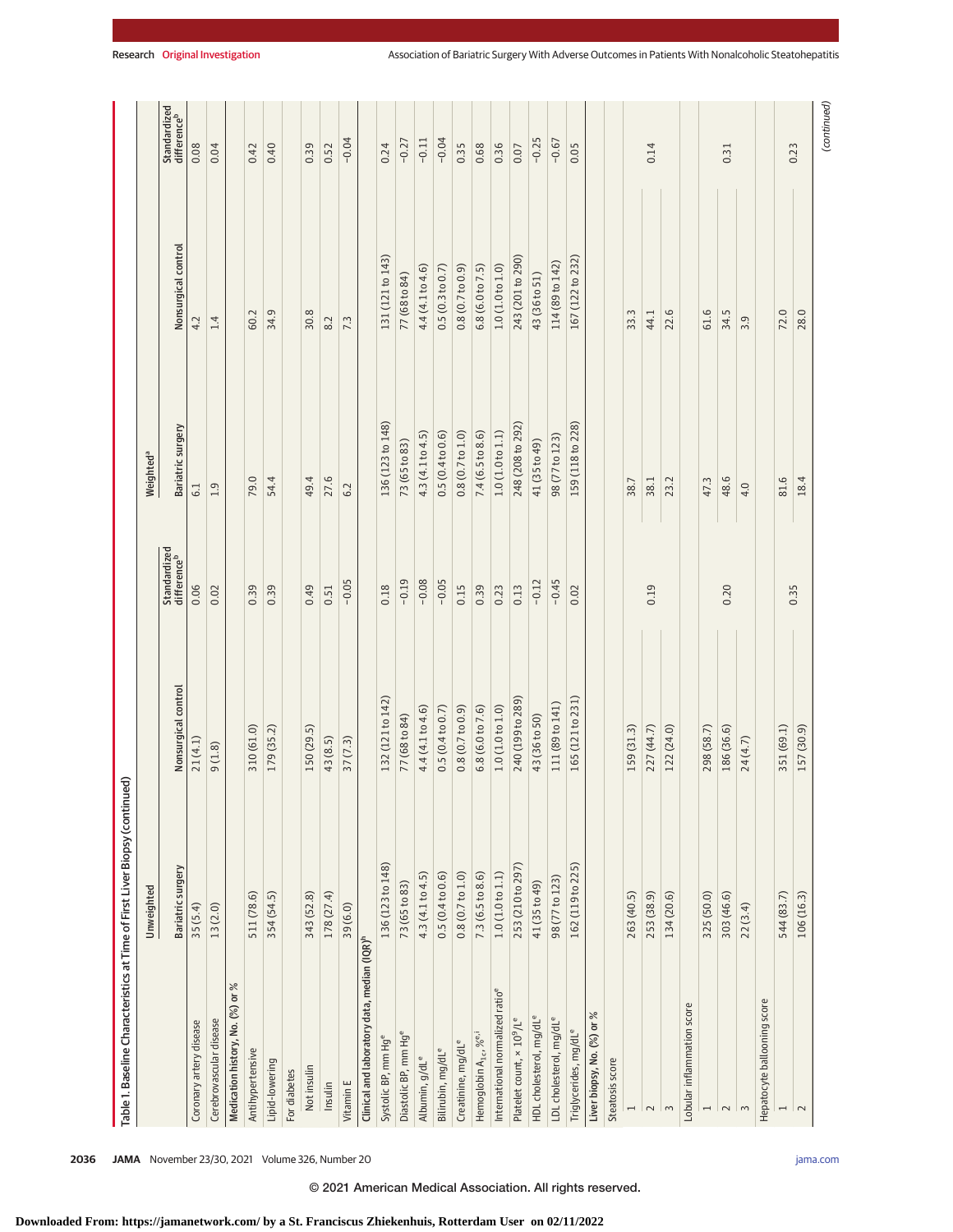Table 1. Baseline Characteristics at Time of First Liver Biopsy (continued)

| | Unweighted | | | Weighted[a] | | |
|---|---|---|---|---|---|---|
| | Bariatric surgery | Nonsurgical control | Standardized difference[b] | Bariatric surgery | Nonsurgical control | Standardized difference[b] |
| Coronary artery disease | 35 (5.4) | 21 (4.1) | 0.06 | 6.1 | 4.2 | 0.08 |
| Cerebrovascular disease | 13 (2.0) | 9 (1.8) | 0.02 | 1.9 | 1.4 | 0.04 |
| **Medication history, No. (%) or %** | | | | | | |
| Antihypertensive | 511 (78.6) | 310 (61.0) | 0.39 | 79.0 | 60.2 | 0.42 |
| Lipid-lowering | 354 (54.5) | 179 (35.2) | 0.39 | 54.4 | 34.9 | 0.40 |
| For diabetes | | | | | | |
| Not insulin | 343 (52.8) | 150 (29.5) | 0.49 | 49.4 | 30.8 | 0.39 |
| Insulin | 178 (27.4) | 43 (8.5) | 0.51 | 27.6 | 8.2 | 0.52 |
| Vitamin E | 39 (6.0) | 37 (7.3) | −0.05 | 6.2 | 7.3 | −0.04 |
| **Clinical and laboratory data, median (IQR)[h]** | | | | | | |
| Systolic BP, mm Hg[e] | 136 (123 to 148) | 132 (121 to 142) | 0.18 | 136 (123 to 148) | 131 (121 to 143) | 0.24 |
| Diastolic BP, mm Hg[e] | 73 (65 to 83) | 77 (68 to 84) | −0.19 | 73 (65 to 83) | 77 (68 to 84) | −0.27 |
| Albumin, g/dL[e] | 4.3 (4.1 to 4.5) | 4.4 (4.1 to 4.6) | −0.08 | 4.3 (4.1 to 4.5) | 4.4 (4.1 to 4.6) | −0.11 |
| Bilirubin, mg/dL[e] | 0.5 (0.4 to 0.6) | 0.5 (0.4 to 0.7) | −0.05 | 0.5 (0.4 to 0.6) | 0.5 (0.3 to 0.7) | −0.04 |
| Creatinine, mg/dL[e] | 0.8 (0.7 to 1.0) | 0.8 (0.7 to 0.9) | 0.15 | 0.8 (0.7 to 1.0) | 0.8 (0.7 to 0.9) | 0.35 |
| Hemoglobin $A_{1c}$, %[e,i] | 7.3 (6.5 to 8.6) | 6.8 (6.0 to 7.6) | 0.39 | 7.4 (6.5 to 8.6) | 6.8 (6.0 to 7.5) | 0.68 |
| International normalized ratio[e] | 1.0 (1.0 to 1.1) | 1.0 (1.0 to 1.0) | 0.23 | 1.0 (1.0 to 1.1) | 1.0 (1.0 to 1.0) | 0.36 |
| Platelet count, × $10^9$/L[e] | 253 (210 to 297) | 240 (199 to 289) | 0.13 | 248 (208 to 292) | 243 (201 to 290) | 0.07 |
| HDL cholesterol, mg/dL[e] | 41 (35 to 49) | 43 (36 to 50) | −0.12 | 41 (35 to 49) | 43 (36 to 51) | −0.25 |
| LDL cholesterol, mg/dL[e] | 98 (77 to 123) | 111 (89 to 141) | −0.45 | 98 (77 to 123) | 114 (89 to 142) | −0.67 |
| Triglycerides, mg/dL[e] | 162 (119 to 225) | 165 (121 to 231) | 0.02 | 159 (118 to 228) | 167 (122 to 232) | 0.05 |
| **Liver biopsy, No. (%) or %** | | | | | | |
| Steatosis score | | | | | | |
| 1 | 263 (40.5) | 159 (31.3) | 0.19 | 38.7 | 33.3 | 0.14 |
| 2 | 253 (38.9) | 227 (44.7) | | 38.1 | 44.1 | |
| 3 | 134 (20.6) | 122 (24.0) | | 23.2 | 22.6 | |
| Lobular inflammation score | | | | | | |
| 1 | 325 (50.0) | 298 (58.7) | 0.20 | 47.3 | 61.6 | 0.31 |
| 2 | 303 (46.6) | 186 (36.6) | | 48.6 | 34.5 | |
| 3 | 22 (3.4) | 24 (4.7) | | 4.0 | 3.9 | |
| Hepatocyte ballooning score | | | | | | |
| 1 | 544 (83.7) | 351 (69.1) | 0.35 | 81.6 | 72.0 | 0.23 |
| 2 | 106 (16.3) | 157 (30.9) | | 18.4 | 28.0 | |

(continued)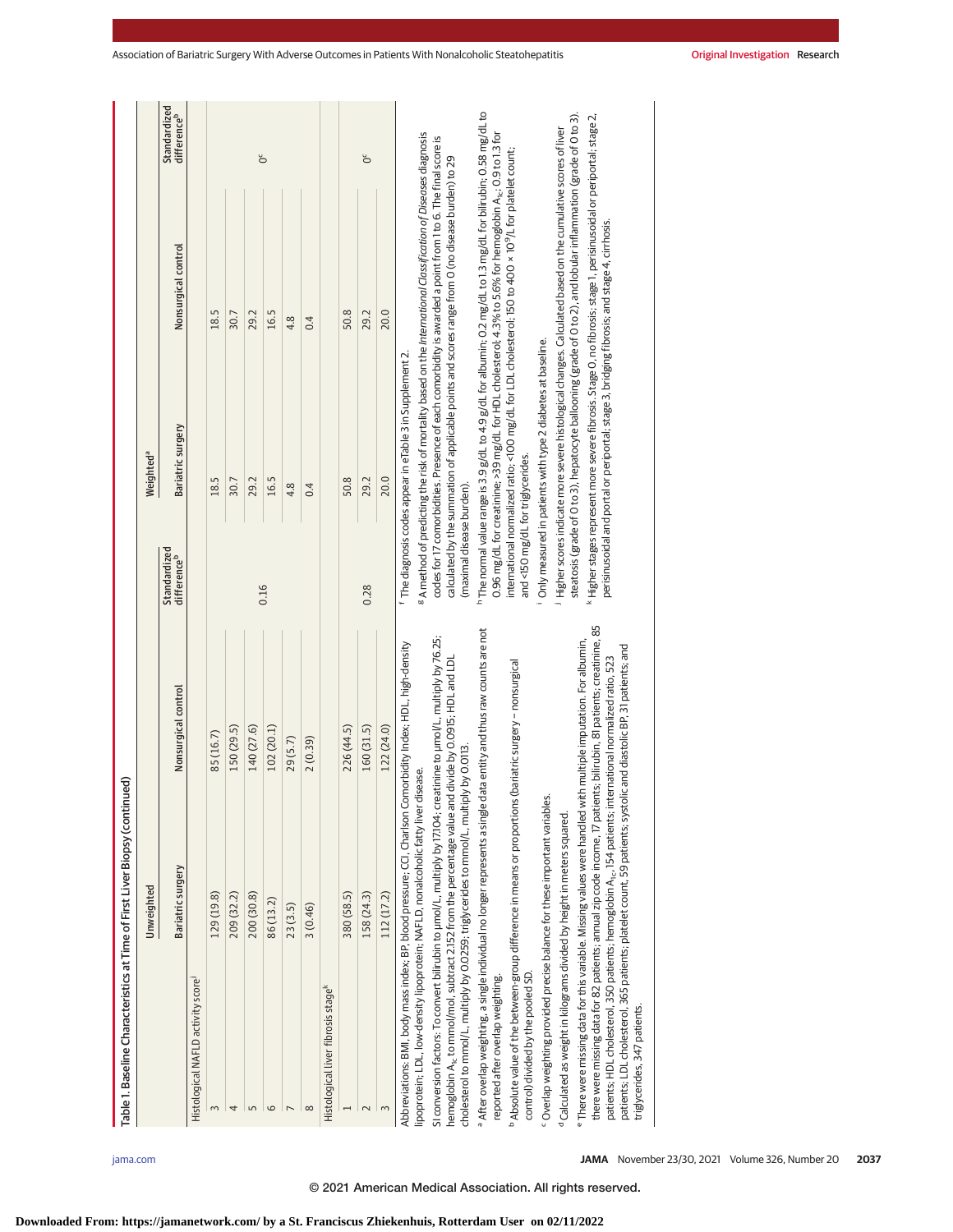Table 1. Baseline Characteristics at Time of First Liver Biopsy (continued)

| | Unweighted | | | Weighted[a] | | |
|---|---|---|---|---|---|---|
| | Bariatric surgery | Nonsurgical control | Standardized difference[b] | Bariatric surgery | Nonsurgical control | Standardized difference[b] |
| Histological NAFLD activity score[j] | | | 0.16 | | | 0[c] |
| 3 | 129 (19.8) | 85 (16.7) | | 18.5 | 18.5 | |
| 4 | 209 (32.2) | 150 (29.5) | | 30.7 | 30.7 | |
| 5 | 200 (30.8) | 140 (27.6) | | 29.2 | 29.2 | |
| 6 | 86 (13.2) | 102 (20.1) | | 16.5 | 16.5 | |
| 7 | 23 (3.5) | 29 (5.7) | | 4.8 | 4.8 | |
| 8 | 3 (0.46) | 2 (0.39) | | 0.4 | 0.4 | |
| Histological liver fibrosis stage[k] | | | 0.28 | | | 0[c] |
| 1 | 380 (58.5) | 226 (44.5) | | 50.8 | 50.8 | |
| 2 | 158 (24.3) | 160 (31.5) | | 29.2 | 29.2 | |
| 3 | 112 (17.2) | 122 (24.0) | | 20.0 | 20.0 | |

Abbreviations: BMI, body mass index; BP, blood pressure; CCI, Charlson Comorbidity Index; HDL, high-density lipoprotein; LDL, low-density lipoprotein; NAFLD, nonalcoholic fatty liver disease.

SI conversion factors: To convert bilirubin to μmol/L, multiply by 17.104; creatinine to μmol/L, multiply by 76.25; hemoglobin $A_{1c}$ to mmol/mol, subtract 2.152 from the percentage value and divide by 0.0915; HDL and LDL cholesterol to mmol/L, multiply by 0.0259; triglycerides to mmol/L, multiply by 0.0113.

[a] After overlap weighting, a single individual no longer represents a single data entity and thus raw counts are not reported after overlap weighting.

[b] Absolute value of the between-group difference in means or proportions (bariatric surgery − nonsurgical control) divided by the pooled SD.

[c] Overlap weighting provided precise balance for these important variables.

[d] Calculated as weight in kilograms divided by height in meters squared.

[e] There were missing data for this variable. Missing values were handled with multiple imputation. For albumin, there were missing data for 82 patients; annual zip code income, 17 patients; bilirubin, 81 patients; creatinine, 85 patients; HDL cholesterol, 350 patients; hemoglobin $A_{1c}$, 154 patients; international normalized ratio, 523 patients; LDL cholesterol, 365 patients; platelet count, 59 patients; systolic and diastolic BP, 31 patients; and triglycerides, 347 patients.

[f] The diagnosis codes appear in eTable 3 in Supplement 2.

[g] A method of predicting the risk of mortality based on the *International Classification of Diseases* diagnosis codes for 17 comorbidities. Presence of each comorbidity is awarded a point from 1 to 6. The final score is calculated by the summation of applicable points and scores range from 0 (no disease burden) to 29 (maximal disease burden).

[h] The normal value range is 3.9 g/dL to 4.9 g/dL for albumin; 0.2 mg/dL to 1.3 mg/dL for bilirubin; 0.58 mg/dL to 0.96 mg/dL for creatinine; >39 mg/dL for HDL cholesterol; 4.3% to 5.6% for hemoglobin $A_{1c}$; 0.9 to 1.3 for international normalized ratio; <100 mg/dL for LDL cholesterol; 150 to 400 × $10^9$/L for platelet count; and <150 mg/dL for triglycerides.

[i] Only measured in patients with type 2 diabetes at baseline.

[j] Higher scores indicate more severe histological changes. Calculated based on the cumulative scores of liver steatosis (grade of 0 to 3), hepatocyte ballooning (grade of 0 to 2), and lobular inflammation (grade of 0 to 3).

[k] Higher stages represent more severe fibrosis. Stage 0, no fibrosis; stage 1, perisinusoidal or periportal; stage 2, perisinusoidal and portal or periportal; stage 3, bridging fibrosis; and stage 4, cirrhosis.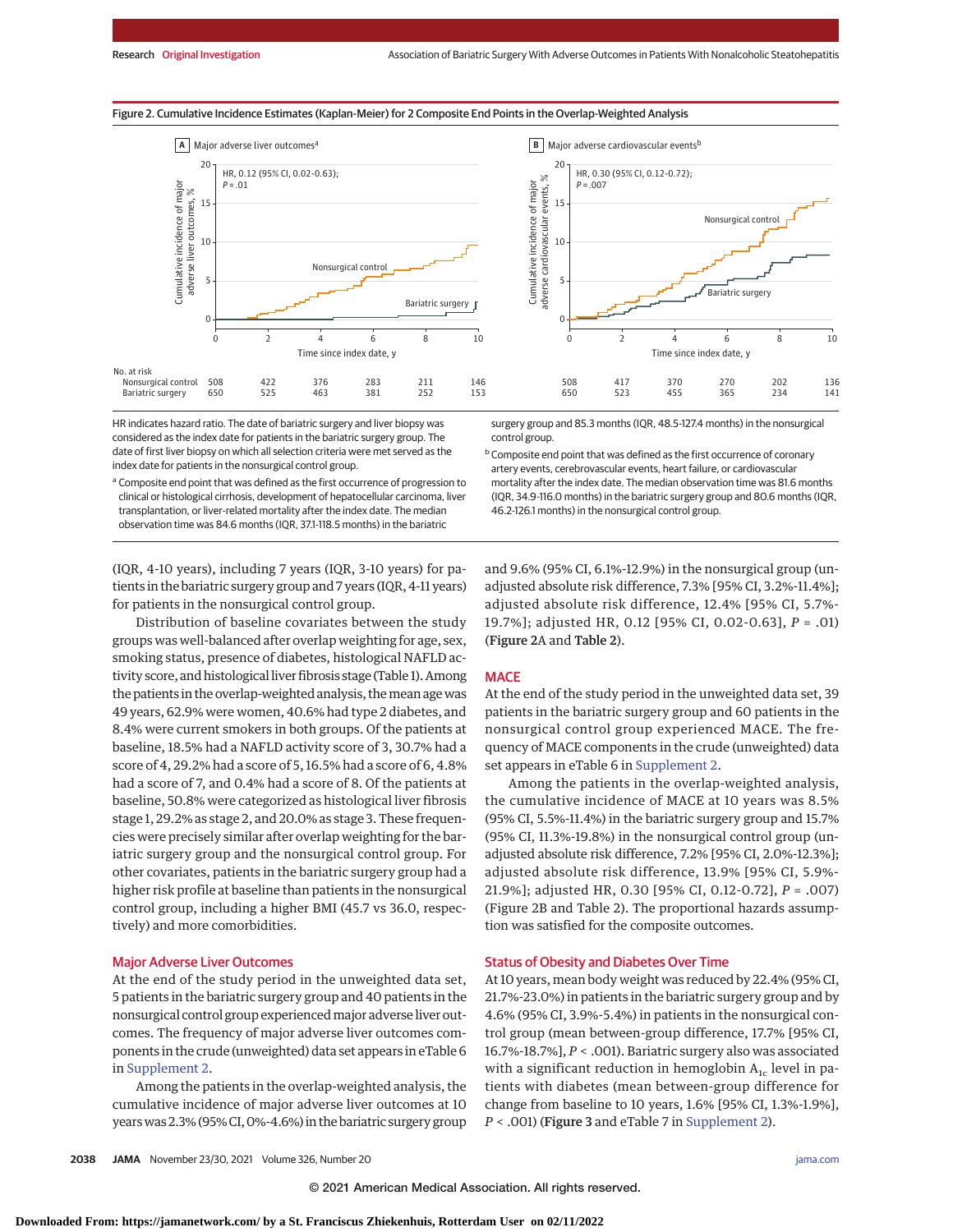Figure 2. Cumulative Incidence Estimates (Kaplan-Meier) for 2 Composite End Points in the Overlap-Weighted Analysis

**A** Major adverse liver outcomes[a]

HR, 0.12 (95% CI, 0.02-0.63); P = .01

**B** Major adverse cardiovascular events[b]

HR, 0.30 (95% CI, 0.12-0.72); P = .007

| No. at risk | 0 | 2 | 4 | 6 | 8 | 10 |
|---|---|---|---|---|---|---|
| **A** Nonsurgical control | 508 | 422 | 376 | 283 | 211 | 146 |
| **A** Bariatric surgery | 650 | 525 | 463 | 381 | 252 | 153 |
| **B** Nonsurgical control | 508 | 417 | 370 | 270 | 202 | 136 |
| **B** Bariatric surgery | 650 | 523 | 455 | 365 | 234 | 141 |

HR indicates hazard ratio. The date of bariatric surgery and liver biopsy was considered as the index date for patients in the bariatric surgery group. The date of first liver biopsy on which all selection criteria were met served as the index date for patients in the nonsurgical control group.

[a] Composite end point that was defined as the first occurrence of progression to clinical or histological cirrhosis, development of hepatocellular carcinoma, liver transplantation, or liver-related mortality after the index date. The median observation time was 84.6 months (IQR, 37.1-118.5 months) in the bariatric surgery group and 85.3 months (IQR, 48.5-127.4 months) in the nonsurgical control group.

[b] Composite end point that was defined as the first occurrence of coronary artery events, cerebrovascular events, heart failure, or cardiovascular mortality after the index date. The median observation time was 81.6 months (IQR, 34.9-116.0 months) in the bariatric surgery group and 80.6 months (IQR, 46.2-126.1 months) in the nonsurgical control group.

(IQR, 4-10 years), including 7 years (IQR, 3-10 years) for patients in the bariatric surgery group and 7 years (IQR, 4-11 years) for patients in the nonsurgical control group.

Distribution of baseline covariates between the study groups was well-balanced after overlap weighting for age, sex, smoking status, presence of diabetes, histological NAFLD activity score, and histological liver fibrosis stage (Table 1). Among the patients in the overlap-weighted analysis, the mean age was 49 years, 62.9% were women, 40.6% had type 2 diabetes, and 8.4% were current smokers in both groups. Of the patients at baseline, 18.5% had a NAFLD activity score of 3, 30.7% had a score of 4, 29.2% had a score of 5, 16.5% had a score of 6, 4.8% had a score of 7, and 0.4% had a score of 8. Of the patients at baseline, 50.8% were categorized as histological liver fibrosis stage 1, 29.2% as stage 2, and 20.0% as stage 3. These frequencies were precisely similar after overlap weighting for the bariatric surgery group and the nonsurgical control group. For other covariates, patients in the bariatric surgery group had a higher risk profile at baseline than patients in the nonsurgical control group, including a higher BMI (45.7 vs 36.0, respectively) and more comorbidities.

## Major Adverse Liver Outcomes

At the end of the study period in the unweighted data set, 5 patients in the bariatric surgery group and 40 patients in the nonsurgical control group experienced major adverse liver outcomes. The frequency of major adverse liver outcomes components in the crude (unweighted) data set appears in eTable 6 in Supplement 2.

Among the patients in the overlap-weighted analysis, the cumulative incidence of major adverse liver outcomes at 10 years was 2.3% (95% CI, 0%-4.6%) in the bariatric surgery group and 9.6% (95% CI, 6.1%-12.9%) in the nonsurgical group (unadjusted absolute risk difference, 7.3% [95% CI, 3.2%-11.4%]; adjusted absolute risk difference, 12.4% [95% CI, 5.7%-19.7%]; adjusted HR, 0.12 [95% CI, 0.02-0.63], $P = .01$) (**Figure 2**A and **Table 2**).

## MACE

At the end of the study period in the unweighted data set, 39 patients in the bariatric surgery group and 60 patients in the nonsurgical control group experienced MACE. The frequency of MACE components in the crude (unweighted) data set appears in eTable 6 in Supplement 2.

Among the patients in the overlap-weighted analysis, the cumulative incidence of MACE at 10 years was 8.5% (95% CI, 5.5%-11.4%) in the bariatric surgery group and 15.7% (95% CI, 11.3%-19.8%) in the nonsurgical control group (unadjusted absolute risk difference, 7.2% [95% CI, 2.0%-12.3%]; adjusted absolute risk difference, 13.9% [95% CI, 5.9%-21.9%]; adjusted HR, 0.30 [95% CI, 0.12-0.72], $P = .007$) (Figure 2B and Table 2). The proportional hazards assumption was satisfied for the composite outcomes.

## Status of Obesity and Diabetes Over Time

At 10 years, mean body weight was reduced by 22.4% (95% CI, 21.7%-23.0%) in the bariatric surgery group and by 4.6% (95% CI, 3.9%-5.4%) in patients in the nonsurgical control group (mean between-group difference, 17.7% [95% CI, 16.7%-18.7%], $P < .001$). Bariatric surgery also was associated with a significant reduction in hemoglobin $A_{1c}$ level in patients with diabetes (mean between-group difference for change from baseline to 10 years, 1.6% [95% CI, 1.3%-1.9%], $P < .001$) (**Figure 3** and eTable 7 in Supplement 2).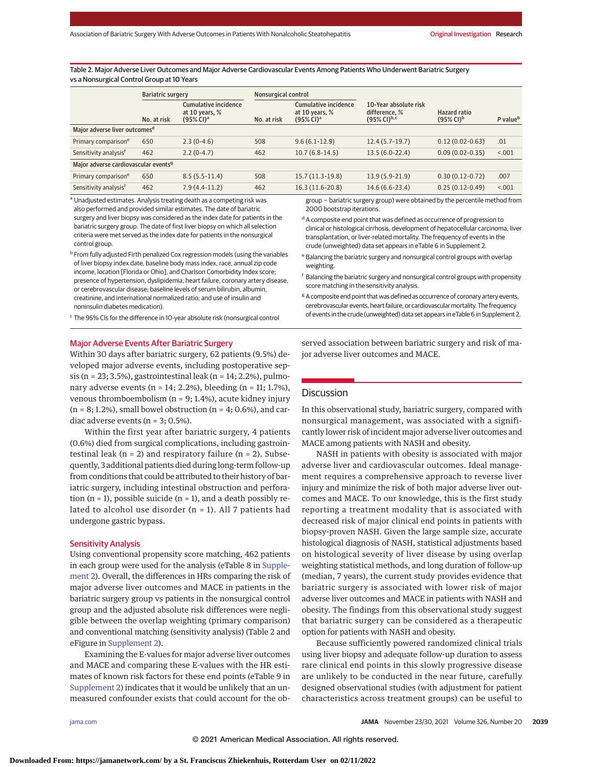Table 2. Major Adverse Liver Outcomes and Major Adverse Cardiovascular Events Among Patients Who Underwent Bariatric Surgery vs a Nonsurgical Control Group at 10 Years

| | Bariatric surgery | | Nonsurgical control | | | | |
|---|---|---|---|---|---|---|---|
| | No. at risk | Cumulative incidence at 10 years, % (95% CI)[a] | No. at risk | Cumulative incidence at 10 years, % (95% CI)[a] | 10-Year absolute risk difference, % (95% CI)[b,c] | Hazard ratio (95% CI)[b] | P value[b] |
| **Major adverse liver outcomes[d]** | | | | | | | |
| Primary comparison[e] | 650 | 2.3 (0-4.6) | 508 | 9.6 (6.1-12.9) | 12.4 (5.7-19.7) | 0.12 (0.02-0.63) | .01 |
| Sensitivity analysis[f] | 462 | 2.2 (0-4.7) | 462 | 10.7 (6.8-14.5) | 13.5 (6.0-22.4) | 0.09 (0.02-0.35) | <.001 |
| **Major adverse cardiovascular events[g]** | | | | | | | |
| Primary comparison[e] | 650 | 8.5 (5.5-11.4) | 508 | 15.7 (11.3-19.8) | 13.9 (5.9-21.9) | 0.30 (0.12-0.72) | .007 |
| Sensitivity analysis[f] | 462 | 7.9 (4.4-11.2) | 462 | 16.3 (11.6-20.8) | 14.6 (6.6-23.4) | 0.25 (0.12-0.49) | <.001 |

[a] Unadjusted estimates. Analysis treating death as a competing risk was also performed and provided similar estimates. The date of bariatric surgery and liver biopsy was considered as the index date for patients in the bariatric surgery group. The date of first liver biopsy on which all selection criteria were met served as the index date for patients in the nonsurgical control group.

[b] From fully adjusted Firth penalized Cox regression models (using the variables of liver biopsy index date, baseline body mass index, race, annual zip code income, location [Florida or Ohio], and Charlson Comorbidity Index score; presence of hypertension, dyslipidemia, heart failure, coronary artery disease, or cerebrovascular disease; baseline levels of serum bilirubin, albumin, creatinine, and international normalized ratio; and use of insulin and noninsulin diabetes medication).

[c] The 95% CIs for the difference in 10-year absolute risk (nonsurgical control group − bariatric surgery group) were obtained by the percentile method from 2000 bootstrap iterations.

[d] A composite end point that was defined as occurrence of progression to clinical or histological cirrhosis, development of hepatocellular carcinoma, liver transplantation, or liver-related mortality. The frequency of events in the crude (unweighted) data set appears in eTable 6 in Supplement 2.

[e] Balancing the bariatric surgery and nonsurgical control groups with overlap weighting.

[f] Balancing the bariatric surgery and nonsurgical control groups with propensity score matching in the sensitivity analysis.

[g] A composite end point that was defined as occurrence of coronary artery events, cerebrovascular events, heart failure, or cardiovascular mortality. The frequency of events in the crude (unweighted) data set appears in eTable 6 in Supplement 2.

### Major Adverse Events After Bariatric Surgery

Within 30 days after bariatric surgery, 62 patients (9.5%) developed major adverse events, including postoperative sepsis (n = 23; 3.5%), gastrointestinal leak (n = 14; 2.2%), pulmonary adverse events (n = 14; 2.2%), bleeding (n = 11; 1.7%), venous thromboembolism (n = 9; 1.4%), acute kidney injury (n = 8; 1.2%), small bowel obstruction (n = 4; 0.6%), and cardiac adverse events (n = 3; 0.5%).

Within the first year after bariatric surgery, 4 patients (0.6%) died from surgical complications, including gastrointestinal leak (n = 2) and respiratory failure (n = 2). Subsequently, 3 additional patients died during long-term follow-up from conditions that could be attributed to their history of bariatric surgery, including intestinal obstruction and perforation (n = 1), possible suicide (n = 1), and a death possibly related to alcohol use disorder (n = 1). All 7 patients had undergone gastric bypass.

### Sensitivity Analysis

Using conventional propensity score matching, 462 patients in each group were used for the analysis (eTable 8 in Supplement 2). Overall, the differences in HRs comparing the risk of major adverse liver outcomes and MACE in patients in the bariatric surgery group vs patients in the nonsurgical control group and the adjusted absolute risk differences were negligible between the overlap weighting (primary comparison) and conventional matching (sensitivity analysis) (Table 2 and eFigure in Supplement 2).

Examining the E-values for major adverse liver outcomes and MACE and comparing these E-values with the HR estimates of known risk factors for these end points (eTable 9 in Supplement 2) indicates that it would be unlikely that an unmeasured confounder exists that could account for the observed association between bariatric surgery and risk of major adverse liver outcomes and MACE.

## Discussion

In this observational study, bariatric surgery, compared with nonsurgical management, was associated with a significantly lower risk of incident major adverse liver outcomes and MACE among patients with NASH and obesity.

NASH in patients with obesity is associated with major adverse liver and cardiovascular outcomes. Ideal management requires a comprehensive approach to reverse liver injury and minimize the risk of both major adverse liver outcomes and MACE. To our knowledge, this is the first study reporting a treatment modality that is associated with decreased risk of major clinical end points in patients with biopsy-proven NASH. Given the large sample size, accurate histological diagnosis of NASH, statistical adjustments based on histological severity of liver disease by using overlap weighting statistical methods, and long duration of follow-up (median, 7 years), the current study provides evidence that bariatric surgery is associated with lower risk of major adverse liver outcomes and MACE in patients with NASH and obesity. The findings from this observational study suggest that bariatric surgery can be considered as a therapeutic option for patients with NASH and obesity.

Because sufficiently powered randomized clinical trials using liver biopsy and adequate follow-up duration to assess rare clinical end points in this slowly progressive disease are unlikely to be conducted in the near future, carefully designed observational studies (with adjustment for patient characteristics across treatment groups) can be useful to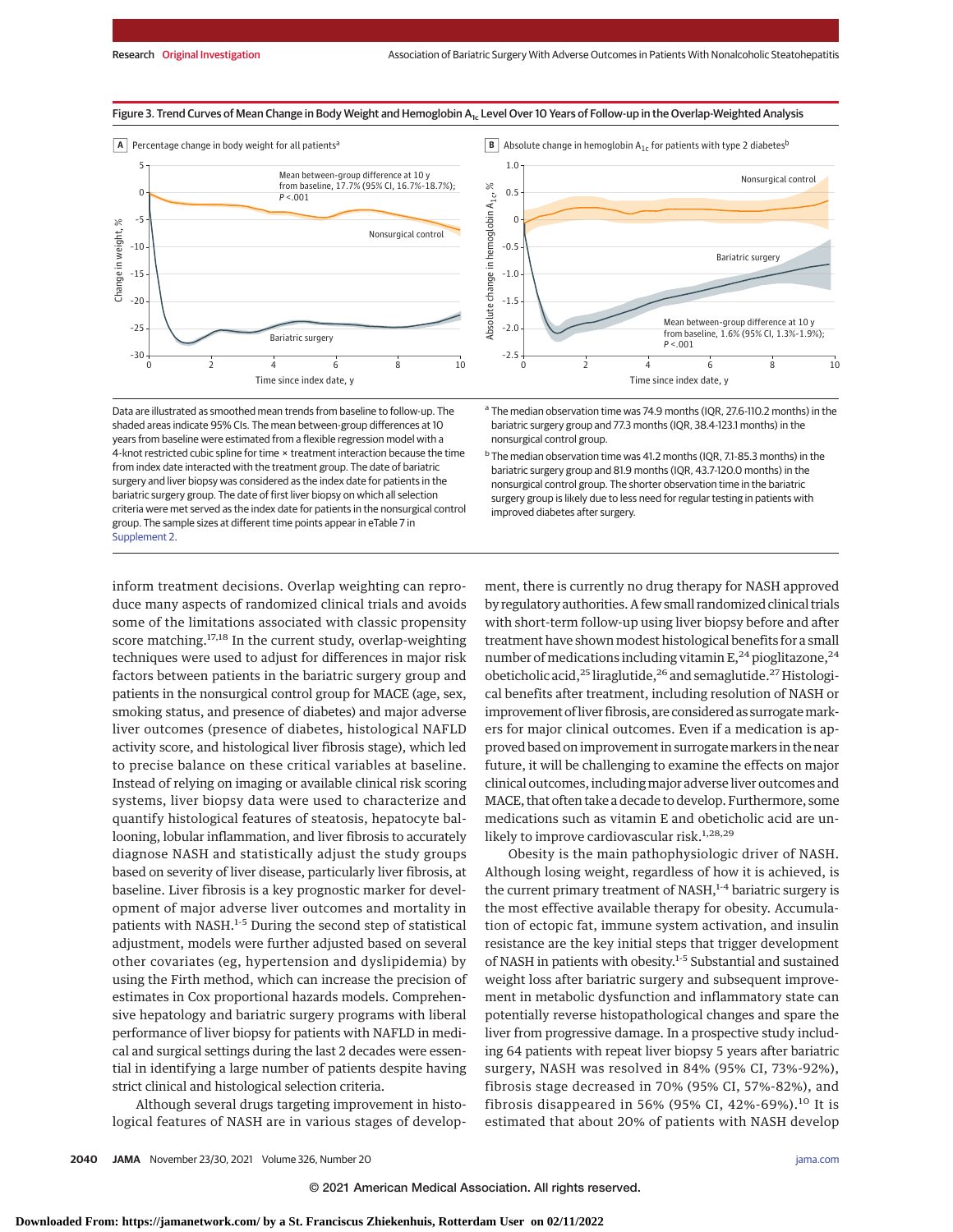Figure 3. Trend Curves of Mean Change in Body Weight and Hemoglobin $A_{1c}$ Level Over 10 Years of Follow-up in the Overlap-Weighted Analysis

A Percentage change in body weight for all patients[a]

Mean between-group difference at 10 y from baseline, 17.7% (95% CI, 16.7%-18.7%); $P < .001$

B Absolute change in hemoglobin $A_{1c}$ for patients with type 2 diabetes[b]

Mean between-group difference at 10 y from baseline, 1.6% (95% CI, 1.3%-1.9%); $P < .001$

Data are illustrated as smoothed mean trends from baseline to follow-up. The shaded areas indicate 95% CIs. The mean between-group differences at 10 years from baseline were estimated from a flexible regression model with a 4-knot restricted cubic spline for time × treatment interaction because the time from index date interacted with the treatment group. The date of bariatric surgery and liver biopsy was considered as the index date for patients in the bariatric surgery group. The date of first liver biopsy on which all selection criteria were met served as the index date for patients in the nonsurgical control group. The sample sizes at different time points appear in eTable 7 in Supplement 2.

[a] The median observation time was 74.9 months (IQR, 27.6-110.2 months) in the bariatric surgery group and 77.3 months (IQR, 38.4-123.1 months) in the nonsurgical control group.

[b] The median observation time was 41.2 months (IQR, 7.1-85.3 months) in the bariatric surgery group and 81.9 months (IQR, 43.7-120.0 months) in the nonsurgical control group. The shorter observation time in the bariatric surgery group is likely due to less need for regular testing in patients with improved diabetes after surgery.

inform treatment decisions. Overlap weighting can reproduce many aspects of randomized clinical trials and avoids some of the limitations associated with classic propensity score matching.[17,18] In the current study, overlap-weighting techniques were used to adjust for differences in major risk factors between patients in the bariatric surgery group and patients in the nonsurgical control group for MACE (age, sex, smoking status, and presence of diabetes) and major adverse liver outcomes (presence of diabetes, histological NAFLD activity score, and histological liver fibrosis stage), which led to precise balance on these critical variables at baseline. Instead of relying on imaging or available clinical risk scoring systems, liver biopsy data were used to characterize and quantify histological features of steatosis, hepatocyte ballooning, lobular inflammation, and liver fibrosis to accurately diagnose NASH and statistically adjust the study groups based on severity of liver disease, particularly liver fibrosis, at baseline. Liver fibrosis is a key prognostic marker for development of major adverse liver outcomes and mortality in patients with NASH.[1-5] During the second step of statistical adjustment, models were further adjusted based on several other covariates (eg, hypertension and dyslipidemia) by using the Firth method, which can increase the precision of estimates in Cox proportional hazards models. Comprehensive hepatology and bariatric surgery programs with liberal performance of liver biopsy for patients with NAFLD in medical and surgical settings during the last 2 decades were essential in identifying a large number of patients despite having strict clinical and histological selection criteria.

Although several drugs targeting improvement in histological features of NASH are in various stages of development, there is currently no drug therapy for NASH approved by regulatory authorities. A few small randomized clinical trials with short-term follow-up using liver biopsy before and after treatment have shown modest histological benefits for a small number of medications including vitamin E,[24] pioglitazone,[24] obeticholic acid,[25] liraglutide,[26] and semaglutide.[27] Histological benefits after treatment, including resolution of NASH or improvement of liver fibrosis, are considered as surrogate markers for major clinical outcomes. Even if a medication is approved based on improvement in surrogate markers in the near future, it will be challenging to examine the effects on major clinical outcomes, including major adverse liver outcomes and MACE, that often take a decade to develop. Furthermore, some medications such as vitamin E and obeticholic acid are unlikely to improve cardiovascular risk.[1,28,29]

Obesity is the main pathophysiologic driver of NASH. Although losing weight, regardless of how it is achieved, is the current primary treatment of NASH,[1-4] bariatric surgery is the most effective available therapy for obesity. Accumulation of ectopic fat, immune system activation, and insulin resistance are the key initial steps that trigger development of NASH in patients with obesity.[1-5] Substantial and sustained weight loss after bariatric surgery and subsequent improvement in metabolic dysfunction and inflammatory state can potentially reverse histopathological changes and spare the liver from progressive damage. In a prospective study including 64 patients with repeat liver biopsy 5 years after bariatric surgery, NASH was resolved in 84% (95% CI, 73%-92%), fibrosis stage decreased in 70% (95% CI, 57%-82%), and fibrosis disappeared in 56% (95% CI, 42%-69%).[10] It is estimated that about 20% of patients with NASH develop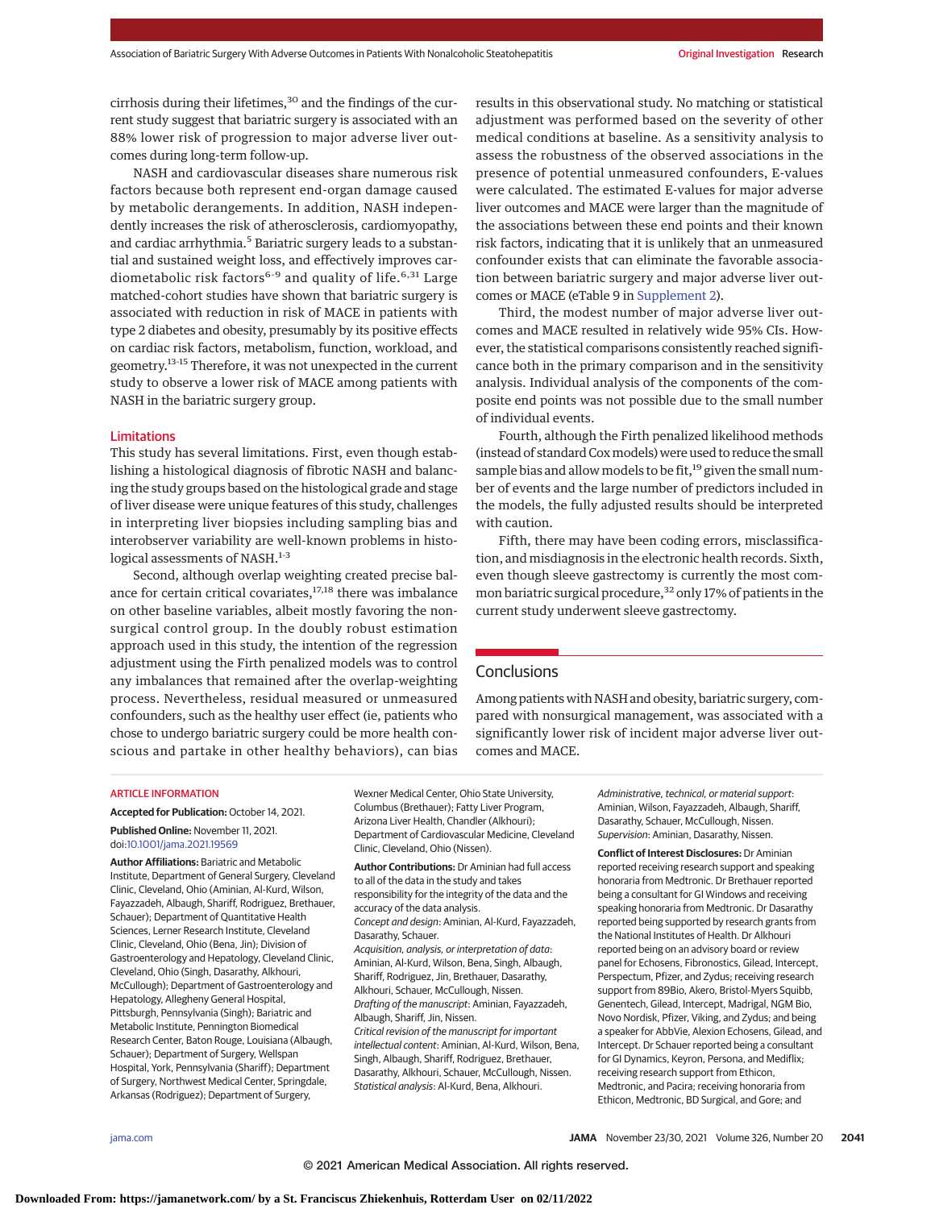cirrhosis during their lifetimes,[30] and the findings of the current study suggest that bariatric surgery is associated with an 88% lower risk of progression to major adverse liver outcomes during long-term follow-up.

NASH and cardiovascular diseases share numerous risk factors because both represent end-organ damage caused by metabolic derangements. In addition, NASH independently increases the risk of atherosclerosis, cardiomyopathy, and cardiac arrhythmia.[5] Bariatric surgery leads to a substantial and sustained weight loss, and effectively improves cardiometabolic risk factors[6-9] and quality of life.[6,31] Large matched-cohort studies have shown that bariatric surgery is associated with reduction in risk of MACE in patients with type 2 diabetes and obesity, presumably by its positive effects on cardiac risk factors, metabolism, function, workload, and geometry.[13-15] Therefore, it was not unexpected in the current study to observe a lower risk of MACE among patients with NASH in the bariatric surgery group.

## Limitations

This study has several limitations. First, even though establishing a histological diagnosis of fibrotic NASH and balancing the study groups based on the histological grade and stage of liver disease were unique features of this study, challenges in interpreting liver biopsies including sampling bias and interobserver variability are well-known problems in histological assessments of NASH.[1-3]

Second, although overlap weighting created precise balance for certain critical covariates,[17,18] there was imbalance on other baseline variables, albeit mostly favoring the nonsurgical control group. In the doubly robust estimation approach used in this study, the intention of the regression adjustment using the Firth penalized models was to control any imbalances that remained after the overlap-weighting process. Nevertheless, residual measured or unmeasured confounders, such as the healthy user effect (ie, patients who chose to undergo bariatric surgery could be more health conscious and partake in other healthy behaviors), can bias results in this observational study. No matching or statistical adjustment was performed based on the severity of other medical conditions at baseline. As a sensitivity analysis to assess the robustness of the observed associations in the presence of potential unmeasured confounders, E-values were calculated. The estimated E-values for major adverse liver outcomes and MACE were larger than the magnitude of the associations between these end points and their known risk factors, indicating that it is unlikely that an unmeasured confounder exists that can eliminate the favorable association between bariatric surgery and major adverse liver outcomes or MACE (eTable 9 in Supplement 2).

Third, the modest number of major adverse liver outcomes and MACE resulted in relatively wide 95% CIs. However, the statistical comparisons consistently reached significance both in the primary comparison and in the sensitivity analysis. Individual analysis of the components of the composite end points was not possible due to the small number of individual events.

Fourth, although the Firth penalized likelihood methods (instead of standard Cox models) were used to reduce the small sample bias and allow models to be fit,[19] given the small number of events and the large number of predictors included in the models, the fully adjusted results should be interpreted with caution.

Fifth, there may have been coding errors, misclassification, and misdiagnosis in the electronic health records. Sixth, even though sleeve gastrectomy is currently the most common bariatric surgical procedure,[32] only 17% of patients in the current study underwent sleeve gastrectomy.

## Conclusions

Among patients with NASH and obesity, bariatric surgery, compared with nonsurgical management, was associated with a significantly lower risk of incident major adverse liver outcomes and MACE.

ARTICLE INFORMATION

**Accepted for Publication:** October 14, 2021.

**Published Online:** November 11, 2021. doi:10.1001/jama.2021.19569

**Author Affiliations:** Bariatric and Metabolic Institute, Department of General Surgery, Cleveland Clinic, Cleveland, Ohio (Aminian, Al-Kurd, Wilson, Fayazzadeh, Albaugh, Shariff, Rodriguez, Brethauer, Schauer); Department of Quantitative Health Sciences, Lerner Research Institute, Cleveland Clinic, Cleveland, Ohio (Bena, Jin); Division of Gastroenterology and Hepatology, Cleveland Clinic, Cleveland, Ohio (Singh, Dasarathy, Alkhouri, McCullough); Department of Gastroenterology and Hepatology, Allegheny General Hospital, Pittsburgh, Pennsylvania (Singh); Bariatric and Metabolic Institute, Pennington Biomedical Research Center, Baton Rouge, Louisiana (Albaugh, Schauer); Department of Surgery, Wellspan Hospital, York, Pennsylvania (Shariff); Department of Surgery, Northwest Medical Center, Springdale, Arkansas (Rodriguez); Department of Surgery, Wexner Medical Center, Ohio State University, Columbus (Brethauer); Fatty Liver Program, Arizona Liver Health, Chandler (Alkhouri); Department of Cardiovascular Medicine, Cleveland Clinic, Cleveland, Ohio (Nissen).

**Author Contributions:** Dr Aminian had full access to all of the data in the study and takes responsibility for the integrity of the data and the accuracy of the data analysis.
*Concept and design:* Aminian, Al-Kurd, Fayazzadeh, Dasarathy, Schauer.
*Acquisition, analysis, or interpretation of data:* Aminian, Al-Kurd, Wilson, Bena, Singh, Albaugh, Shariff, Rodriguez, Jin, Brethauer, Dasarathy, Alkhouri, Schauer, McCullough, Nissen.
*Drafting of the manuscript:* Aminian, Fayazzadeh, Albaugh, Shariff, Jin, Nissen.
*Critical revision of the manuscript for important intellectual content:* Aminian, Al-Kurd, Wilson, Bena, Singh, Albaugh, Shariff, Rodriguez, Brethauer, Dasarathy, Alkhouri, Schauer, McCullough, Nissen.
*Statistical analysis:* Al-Kurd, Bena, Alkhouri.
*Administrative, technical, or material support:* Aminian, Wilson, Fayazzadeh, Albaugh, Shariff, Dasarathy, Schauer, McCullough, Nissen.
*Supervision:* Aminian, Dasarathy, Nissen.

**Conflict of Interest Disclosures:** Dr Aminian reported receiving research support and speaking honoraria from Medtronic. Dr Brethauer reported being a consultant for GI Windows and receiving speaking honoraria from Medtronic. Dr Dasarathy reported being supported by research grants from the National Institutes of Health. Dr Alkhouri reported being on an advisory board or review panel for Echosens, Fibronostics, Gilead, Intercept, Perspectum, Pfizer, and Zydus; receiving research support from 89Bio, Akero, Bristol-Myers Squibb, Genentech, Gilead, Intercept, Madrigal, NGM Bio, Novo Nordisk, Pfizer, Viking, and Zydus; and being a speaker for AbbVie, Alexion Echosens, Gilead, and Intercept. Dr Schauer reported being a consultant for GI Dynamics, Keyron, Persona, and Mediflix; receiving research support from Ethicon, Medtronic, and Pacira; receiving honoraria from Ethicon, Medtronic, BD Surgical, and Gore; and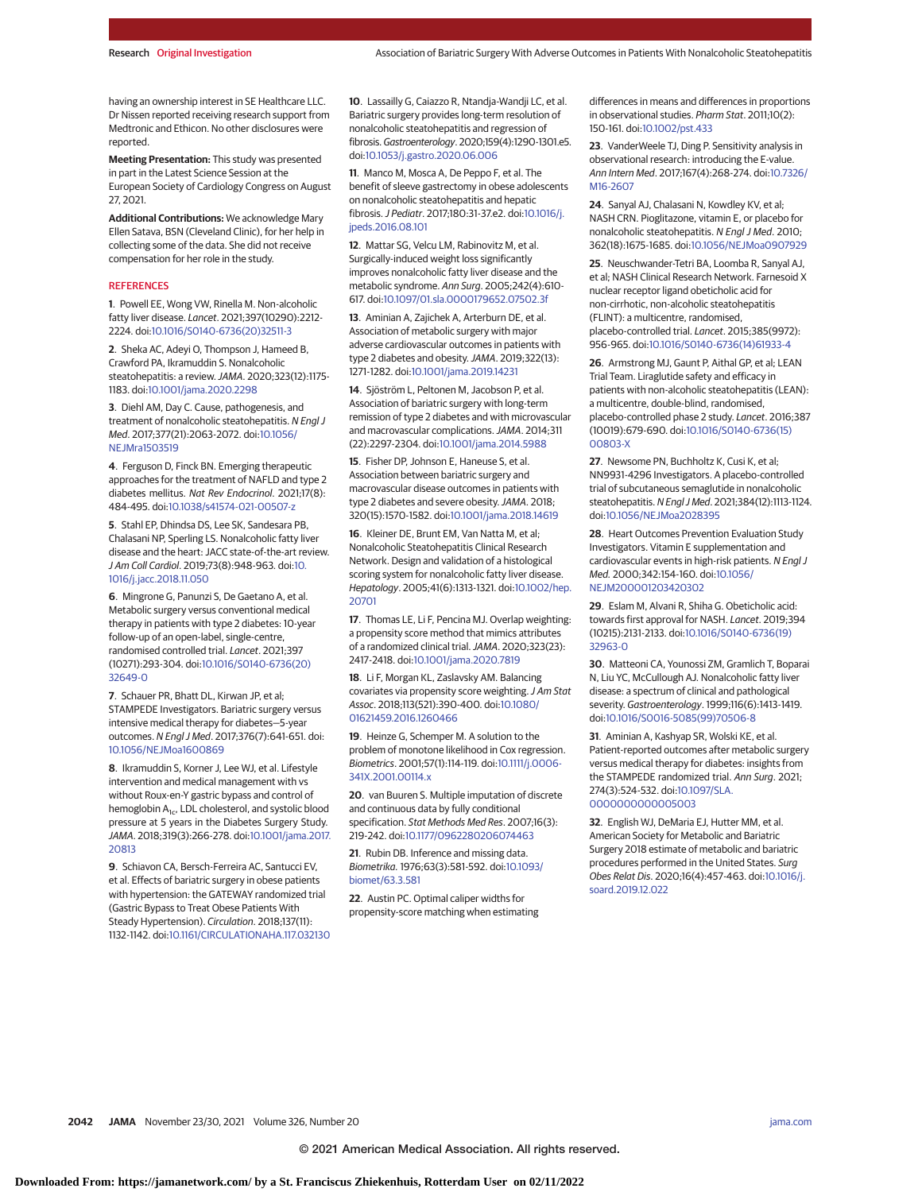having an ownership interest in SE Healthcare LLC. Dr Nissen reported receiving research support from Medtronic and Ethicon. No other disclosures were reported.

**Meeting Presentation:** This study was presented in part in the Latest Science Session at the European Society of Cardiology Congress on August 27, 2021.

**Additional Contributions:** We acknowledge Mary Ellen Satava, BSN (Cleveland Clinic), for her help in collecting some of the data. She did not receive compensation for her role in the study.

## REFERENCES

1. Powell EE, Wong VW, Rinella M. Non-alcoholic fatty liver disease. *Lancet*. 2021;397(10290):2212-2224. doi:10.1016/S0140-6736(20)32511-3

2. Sheka AC, Adeyi O, Thompson J, Hameed B, Crawford PA, Ikramuddin S. Nonalcoholic steatohepatitis: a review. *JAMA*. 2020;323(12):1175-1183. doi:10.1001/jama.2020.2298

3. Diehl AM, Day C. Cause, pathogenesis, and treatment of nonalcoholic steatohepatitis. *N Engl J Med*. 2017;377(21):2063-2072. doi:10.1056/NEJMra1503519

4. Ferguson D, Finck BN. Emerging therapeutic approaches for the treatment of NAFLD and type 2 diabetes mellitus. *Nat Rev Endocrinol*. 2021;17(8):484-495. doi:10.1038/s41574-021-00507-z

5. Stahl EP, Dhindsa DS, Lee SK, Sandesara PB, Chalasani NP, Sperling LS. Nonalcoholic fatty liver disease and the heart: JACC state-of-the-art review. *J Am Coll Cardiol*. 2019;73(8):948-963. doi:10.1016/j.jacc.2018.11.050

6. Mingrone G, Panunzi S, De Gaetano A, et al. Metabolic surgery versus conventional medical therapy in patients with type 2 diabetes: 10-year follow-up of an open-label, single-centre, randomised controlled trial. *Lancet*. 2021;397(10271):293-304. doi:10.1016/S0140-6736(20)32649-0

7. Schauer PR, Bhatt DL, Kirwan JP, et al; STAMPEDE Investigators. Bariatric surgery versus intensive medical therapy for diabetes—5-year outcomes. *N Engl J Med*. 2017;376(7):641-651. doi:10.1056/NEJMoa1600869

8. Ikramuddin S, Korner J, Lee WJ, et al. Lifestyle intervention and medical management with vs without Roux-en-Y gastric bypass and control of hemoglobin $A_{1c}$, LDL cholesterol, and systolic blood pressure at 5 years in the Diabetes Surgery Study. *JAMA*. 2018;319(3):266-278. doi:10.1001/jama.2017.20813

9. Schiavon CA, Bersch-Ferreira AC, Santucci EV, et al. Effects of bariatric surgery in obese patients with hypertension: the GATEWAY randomized trial (Gastric Bypass to Treat Obese Patients With Steady Hypertension). *Circulation*. 2018;137(11):1132-1142. doi:10.1161/CIRCULATIONAHA.117.032130

10. Lassailly G, Caiazzo R, Ntandja-Wandji LC, et al. Bariatric surgery provides long-term resolution of nonalcoholic steatohepatitis and regression of fibrosis. *Gastroenterology*. 2020;159(4):1290-1301.e5. doi:10.1053/j.gastro.2020.06.006

11. Manco M, Mosca A, De Peppo F, et al. The benefit of sleeve gastrectomy in obese adolescents on nonalcoholic steatohepatitis and hepatic fibrosis. *J Pediatr*. 2017;180:31-37.e2. doi:10.1016/j.jpeds.2016.08.101

12. Mattar SG, Velcu LM, Rabinovitz M, et al. Surgically-induced weight loss significantly improves nonalcoholic fatty liver disease and the metabolic syndrome. *Ann Surg*. 2005;242(4):610-617. doi:10.1097/01.sla.0000179652.07502.3f

13. Aminian A, Zajichek A, Arterburn DE, et al. Association of metabolic surgery with major adverse cardiovascular outcomes in patients with type 2 diabetes and obesity. *JAMA*. 2019;322(13):1271-1282. doi:10.1001/jama.2019.14231

14. Sjöström L, Peltonen M, Jacobson P, et al. Association of bariatric surgery with long-term remission of type 2 diabetes and with microvascular and macrovascular complications. *JAMA*. 2014;311(22):2297-2304. doi:10.1001/jama.2014.5988

15. Fisher DP, Johnson E, Haneuse S, et al. Association between bariatric surgery and macrovascular disease outcomes in patients with type 2 diabetes and severe obesity. *JAMA*. 2018;320(15):1570-1582. doi:10.1001/jama.2018.14619

16. Kleiner DE, Brunt EM, Van Natta M, et al; Nonalcoholic Steatohepatitis Clinical Research Network. Design and validation of a histological scoring system for nonalcoholic fatty liver disease. *Hepatology*. 2005;41(6):1313-1321. doi:10.1002/hep.20701

17. Thomas LE, Li F, Pencina MJ. Overlap weighting: a propensity score method that mimics attributes of a randomized clinical trial. *JAMA*. 2020;323(23):2417-2418. doi:10.1001/jama.2020.7819

18. Li F, Morgan KL, Zaslavsky AM. Balancing covariates via propensity score weighting. *J Am Stat Assoc*. 2018;113(521):390-400. doi:10.1080/01621459.2016.1260466

19. Heinze G, Schemper M. A solution to the problem of monotone likelihood in Cox regression. *Biometrics*. 2001;57(1):114-119. doi:10.1111/j.0006-341X.2001.00114.x

20. van Buuren S. Multiple imputation of discrete and continuous data by fully conditional specification. *Stat Methods Med Res*. 2007;16(3):219-242. doi:10.1177/0962280206074463

21. Rubin DB. Inference and missing data. *Biometrika*. 1976;63(3):581-592. doi:10.1093/biomet/63.3.581

22. Austin PC. Optimal caliper widths for propensity-score matching when estimating differences in means and differences in proportions in observational studies. *Pharm Stat*. 2011;10(2):150-161. doi:10.1002/pst.433

23. VanderWeele TJ, Ding P. Sensitivity analysis in observational research: introducing the E-value. *Ann Intern Med*. 2017;167(4):268-274. doi:10.7326/M16-2607

24. Sanyal AJ, Chalasani N, Kowdley KV, et al; NASH CRN. Pioglitazone, vitamin E, or placebo for nonalcoholic steatohepatitis. *N Engl J Med*. 2010;362(18):1675-1685. doi:10.1056/NEJMoa0907929

25. Neuschwander-Tetri BA, Loomba R, Sanyal AJ, et al; NASH Clinical Research Network. Farnesoid X nuclear receptor ligand obeticholic acid for non-cirrhotic, non-alcoholic steatohepatitis (FLINT): a multicentre, randomised, placebo-controlled trial. *Lancet*. 2015;385(9972):956-965. doi:10.1016/S0140-6736(14)61933-4

26. Armstrong MJ, Gaunt P, Aithal GP, et al; LEAN Trial Team. Liraglutide safety and efficacy in patients with non-alcoholic steatohepatitis (LEAN): a multicentre, double-blind, randomised, placebo-controlled phase 2 study. *Lancet*. 2016;387(10019):679-690. doi:10.1016/S0140-6736(15)00803-X

27. Newsome PN, Buchholtz K, Cusi K, et al; NN9931-4296 Investigators. A placebo-controlled trial of subcutaneous semaglutide in nonalcoholic steatohepatitis. *N Engl J Med*. 2021;384(12):1113-1124. doi:10.1056/NEJMoa2028395

28. Heart Outcomes Prevention Evaluation Study Investigators. Vitamin E supplementation and cardiovascular events in high-risk patients. *N Engl J Med*. 2000;342:154-160. doi:10.1056/NEJM200001203420302

29. Eslam M, Alvani R, Shiha G. Obeticholic acid: towards first approval for NASH. *Lancet*. 2019;394(10215):2131-2133. doi:10.1016/S0140-6736(19)32963-0

30. Matteoni CA, Younossi ZM, Gramlich T, Boparai N, Liu YC, McCullough AJ. Nonalcoholic fatty liver disease: a spectrum of clinical and pathological severity. *Gastroenterology*. 1999;116(6):1413-1419. doi:10.1016/S0016-5085(99)70506-8

31. Aminian A, Kashyap SR, Wolski KE, et al. Patient-reported outcomes after metabolic surgery versus medical therapy for diabetes: insights from the STAMPEDE randomized trial. *Ann Surg*. 2021;274(3):524-532. doi:10.1097/SLA.0000000000005003

32. English WJ, DeMaria EJ, Hutter MM, et al. American Society for Metabolic and Bariatric Surgery 2018 estimate of metabolic and bariatric procedures performed in the United States. *Surg Obes Relat Dis*. 2020;16(4):457-463. doi:10.1016/j.soard.2019.12.022